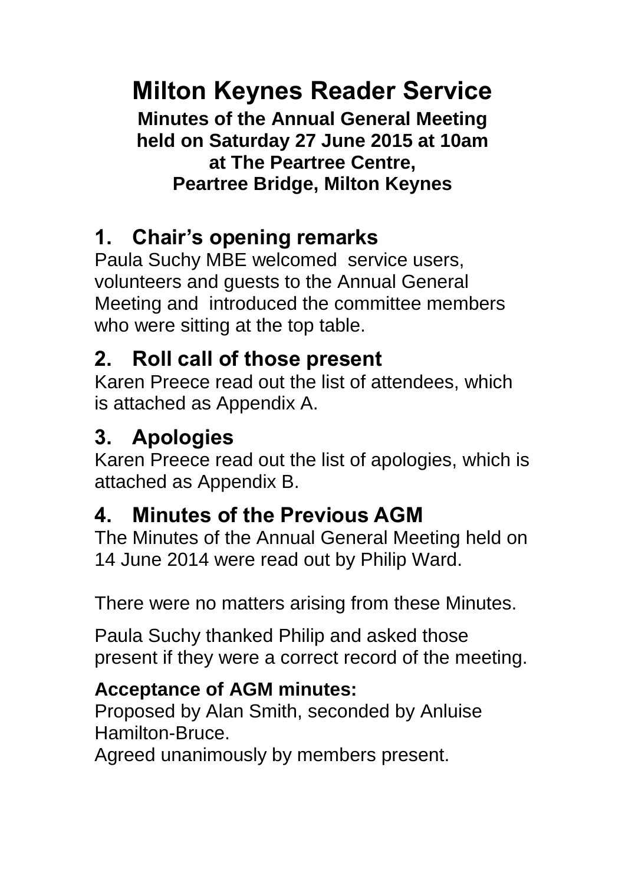# Milton Keynes Reader Service

**Minutes of the Annual General Meeting held on Saturday 27 June 2015 at 10am at The Peartree Centre, Peartree Bridge, Milton Keynes**

## 1. Chair's opening remarks

Paula Suchy MBE welcomed service users, volunteers and guests to the Annual General Meeting and introduced the committee members who were sitting at the top table.

## 2. Roll call of those present

Karen Preece read out the list of attendees, which is attached as Appendix A.

## 3. Apologies

Karen Preece read out the list of apologies, which is attached as Appendix B.

## 4. Minutes of the Previous AGM

The Minutes of the Annual General Meeting held on 14 June 2014 were read out by Philip Ward.

There were no matters arising from these Minutes.

Paula Suchy thanked Philip and asked those present if they were a correct record of the meeting.

**Acceptance of AGM minutes:**
Proposed by Alan Smith, seconded by Anluise Hamilton-Bruce.
Agreed unanimously by members present.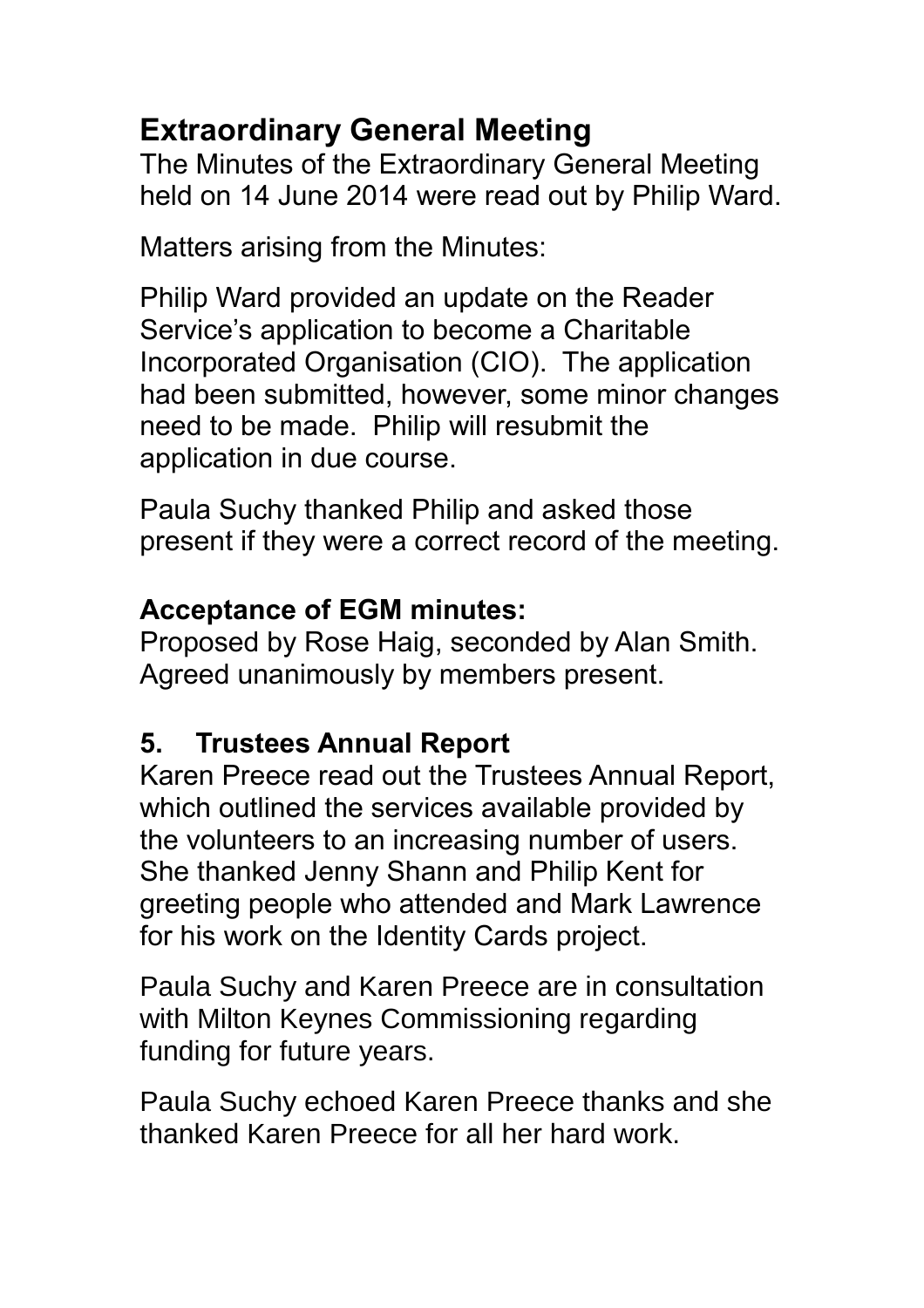## Extraordinary General Meeting

The Minutes of the Extraordinary General Meeting held on 14 June 2014 were read out by Philip Ward.

Matters arising from the Minutes:

Philip Ward provided an update on the Reader Service's application to become a Charitable Incorporated Organisation (CIO). The application had been submitted, however, some minor changes need to be made. Philip will resubmit the application in due course.

Paula Suchy thanked Philip and asked those present if they were a correct record of the meeting.

**Acceptance of EGM minutes:**
Proposed by Rose Haig, seconded by Alan Smith. Agreed unanimously by members present.

## 5. Trustees Annual Report

Karen Preece read out the Trustees Annual Report, which outlined the services available provided by the volunteers to an increasing number of users. She thanked Jenny Shann and Philip Kent for greeting people who attended and Mark Lawrence for his work on the Identity Cards project.

Paula Suchy and Karen Preece are in consultation with Milton Keynes Commissioning regarding funding for future years.

Paula Suchy echoed Karen Preece thanks and she thanked Karen Preece for all her hard work.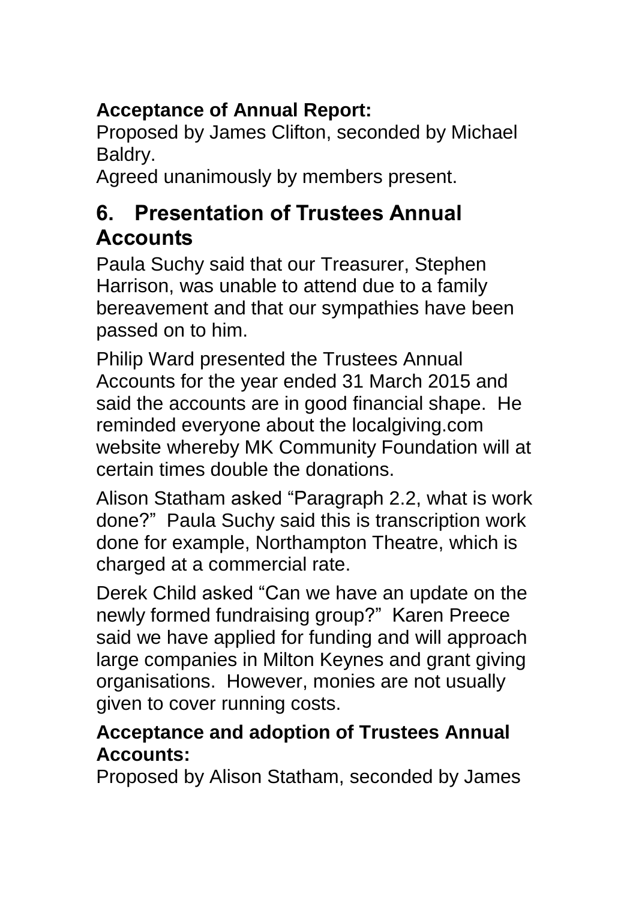**Acceptance of Annual Report:**
Proposed by James Clifton, seconded by Michael Baldry.
Agreed unanimously by members present.

## 6. Presentation of Trustees Annual Accounts

Paula Suchy said that our Treasurer, Stephen Harrison, was unable to attend due to a family bereavement and that our sympathies have been passed on to him.

Philip Ward presented the Trustees Annual Accounts for the year ended 31 March 2015 and said the accounts are in good financial shape. He reminded everyone about the localgiving.com website whereby MK Community Foundation will at certain times double the donations.

Alison Statham asked “Paragraph 2.2, what is work done?” Paula Suchy said this is transcription work done for example, Northampton Theatre, which is charged at a commercial rate.

Derek Child asked “Can we have an update on the newly formed fundraising group?” Karen Preece said we have applied for funding and will approach large companies in Milton Keynes and grant giving organisations. However, monies are not usually given to cover running costs.

**Acceptance and adoption of Trustees Annual Accounts:**
Proposed by Alison Statham, seconded by James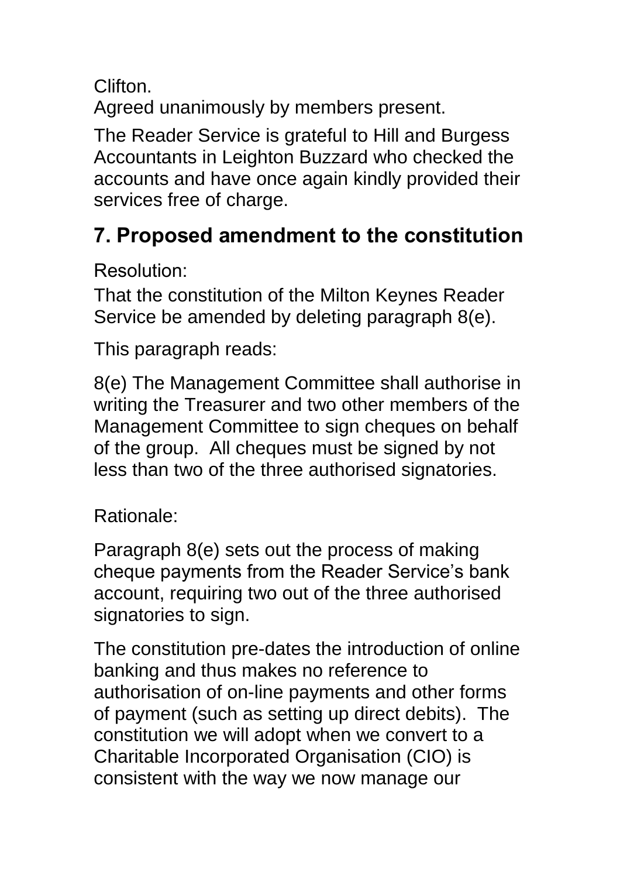Clifton.

Agreed unanimously by members present.

The Reader Service is grateful to Hill and Burgess Accountants in Leighton Buzzard who checked the accounts and have once again kindly provided their services free of charge.

## 7. Proposed amendment to the constitution

Resolution:

That the constitution of the Milton Keynes Reader Service be amended by deleting paragraph 8(e).

This paragraph reads:

8(e) The Management Committee shall authorise in writing the Treasurer and two other members of the Management Committee to sign cheques on behalf of the group. All cheques must be signed by not less than two of the three authorised signatories.

Rationale:

Paragraph 8(e) sets out the process of making cheque payments from the Reader Service's bank account, requiring two out of the three authorised signatories to sign.

The constitution pre-dates the introduction of online banking and thus makes no reference to authorisation of on-line payments and other forms of payment (such as setting up direct debits). The constitution we will adopt when we convert to a Charitable Incorporated Organisation (CIO) is consistent with the way we now manage our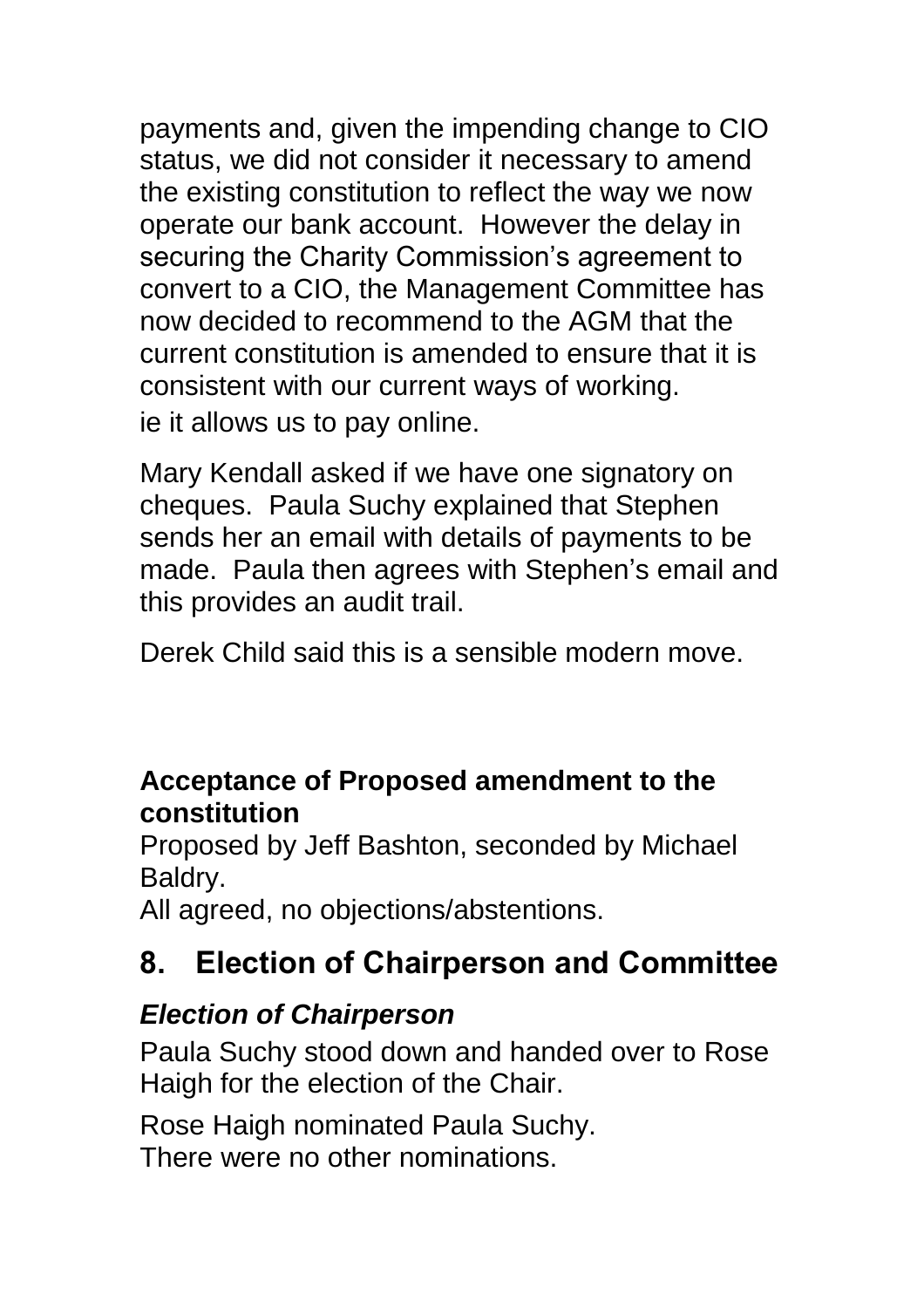payments and, given the impending change to CIO status, we did not consider it necessary to amend the existing constitution to reflect the way we now operate our bank account. However the delay in securing the Charity Commission's agreement to convert to a CIO, the Management Committee has now decided to recommend to the AGM that the current constitution is amended to ensure that it is consistent with our current ways of working. ie it allows us to pay online.

Mary Kendall asked if we have one signatory on cheques. Paula Suchy explained that Stephen sends her an email with details of payments to be made. Paula then agrees with Stephen's email and this provides an audit trail.

Derek Child said this is a sensible modern move.

**Acceptance of Proposed amendment to the constitution**

Proposed by Jeff Bashton, seconded by Michael Baldry.
All agreed, no objections/abstentions.

## 8. Election of Chairperson and Committee

### *Election of Chairperson*

Paula Suchy stood down and handed over to Rose Haigh for the election of the Chair.

Rose Haigh nominated Paula Suchy.
There were no other nominations.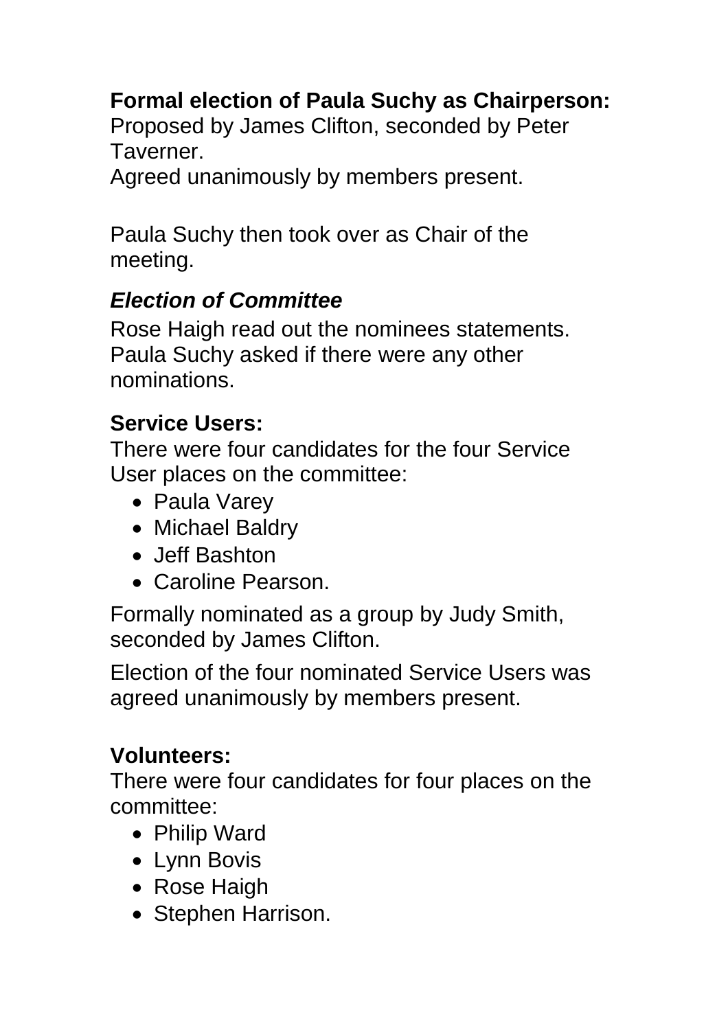**Formal election of Paula Suchy as Chairperson:**
Proposed by James Clifton, seconded by Peter Taverner.
Agreed unanimously by members present.

Paula Suchy then took over as Chair of the meeting.

***Election of Committee***

Rose Haigh read out the nominees statements. Paula Suchy asked if there were any other nominations.

**Service Users:**
There were four candidates for the four Service User places on the committee:

- Paula Varey
- Michael Baldry
- Jeff Bashton
- Caroline Pearson.

Formally nominated as a group by Judy Smith, seconded by James Clifton.

Election of the four nominated Service Users was agreed unanimously by members present.

**Volunteers:**
There were four candidates for four places on the committee:

- Philip Ward
- Lynn Bovis
- Rose Haigh
- Stephen Harrison.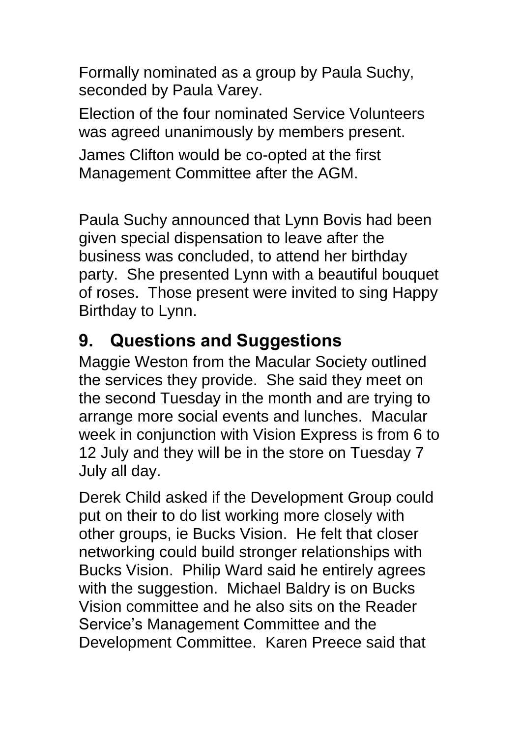Formally nominated as a group by Paula Suchy, seconded by Paula Varey.

Election of the four nominated Service Volunteers was agreed unanimously by members present.

James Clifton would be co-opted at the first Management Committee after the AGM.

Paula Suchy announced that Lynn Bovis had been given special dispensation to leave after the business was concluded, to attend her birthday party. She presented Lynn with a beautiful bouquet of roses. Those present were invited to sing Happy Birthday to Lynn.

## 9. Questions and Suggestions

Maggie Weston from the Macular Society outlined the services they provide. She said they meet on the second Tuesday in the month and are trying to arrange more social events and lunches. Macular week in conjunction with Vision Express is from 6 to 12 July and they will be in the store on Tuesday 7 July all day.

Derek Child asked if the Development Group could put on their to do list working more closely with other groups, ie Bucks Vision. He felt that closer networking could build stronger relationships with Bucks Vision. Philip Ward said he entirely agrees with the suggestion. Michael Baldry is on Bucks Vision committee and he also sits on the Reader Service's Management Committee and the Development Committee. Karen Preece said that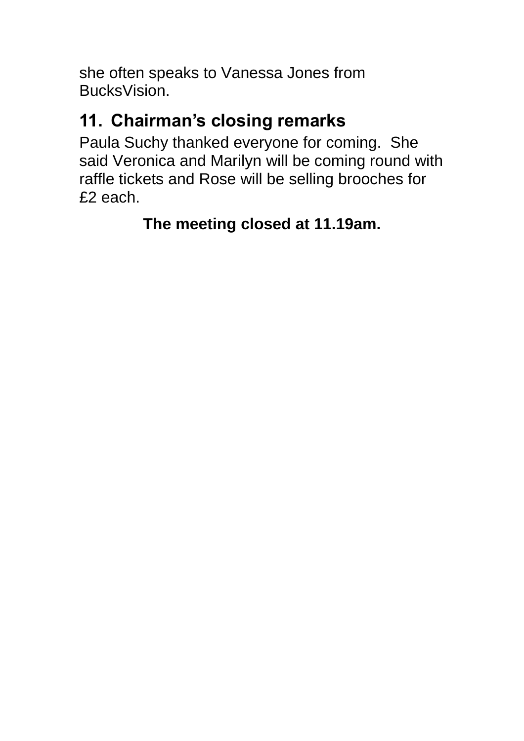she often speaks to Vanessa Jones from BucksVision.

## 11. Chairman’s closing remarks

Paula Suchy thanked everyone for coming.  She said Veronica and Marilyn will be coming round with raffle tickets and Rose will be selling brooches for £2 each.

**The meeting closed at 11.19am.**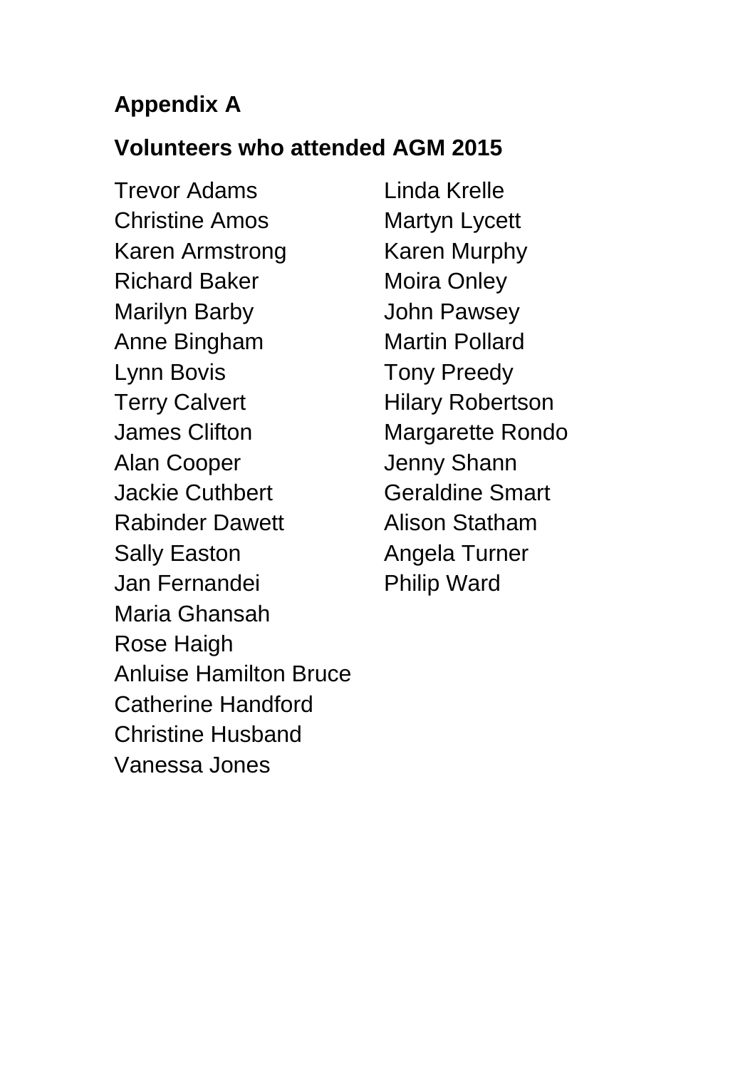## Appendix A

## Volunteers who attended AGM 2015

Trevor Adams
Christine Amos
Karen Armstrong
Richard Baker
Marilyn Barby
Anne Bingham
Lynn Bovis
Terry Calvert
James Clifton
Alan Cooper
Jackie Cuthbert
Rabinder Dawett
Sally Easton
Jan Fernandei
Maria Ghansah
Rose Haigh
Anluise Hamilton Bruce
Catherine Handford
Christine Husband
Vanessa Jones
Linda Krelle
Martyn Lycett
Karen Murphy
Moira Onley
John Pawsey
Martin Pollard
Tony Preedy
Hilary Robertson
Margarette Rondo
Jenny Shann
Geraldine Smart
Alison Statham
Angela Turner
Philip Ward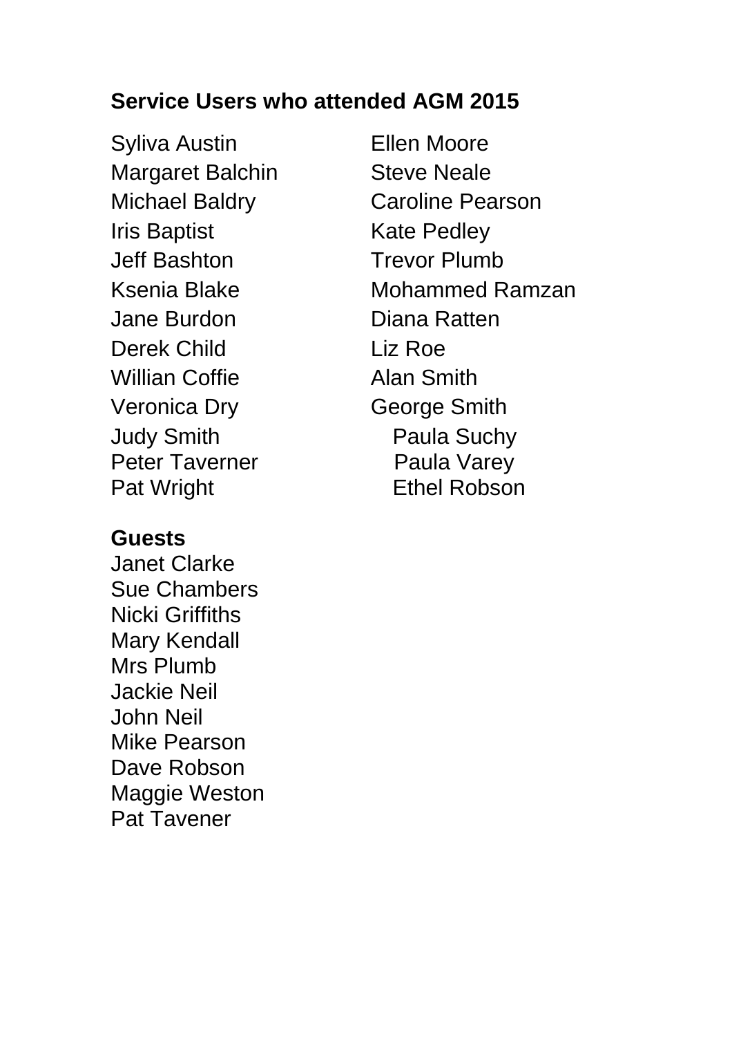**Service Users who attended AGM 2015**

Syliva Austin
Margaret Balchin
Michael Baldry
Iris Baptist
Jeff Bashton
Ksenia Blake
Jane Burdon
Derek Child
Willian Coffie
Veronica Dry
Judy Smith
Peter Taverner
Pat Wright
Ellen Moore
Steve Neale
Caroline Pearson
Kate Pedley
Trevor Plumb
Mohammed Ramzan
Diana Ratten
Liz Roe
Alan Smith
George Smith
Paula Suchy
Paula Varey
Ethel Robson

**Guests**

Janet Clarke
Sue Chambers
Nicki Griffiths
Mary Kendall
Mrs Plumb
Jackie Neil
John Neil
Mike Pearson
Dave Robson
Maggie Weston
Pat Tavener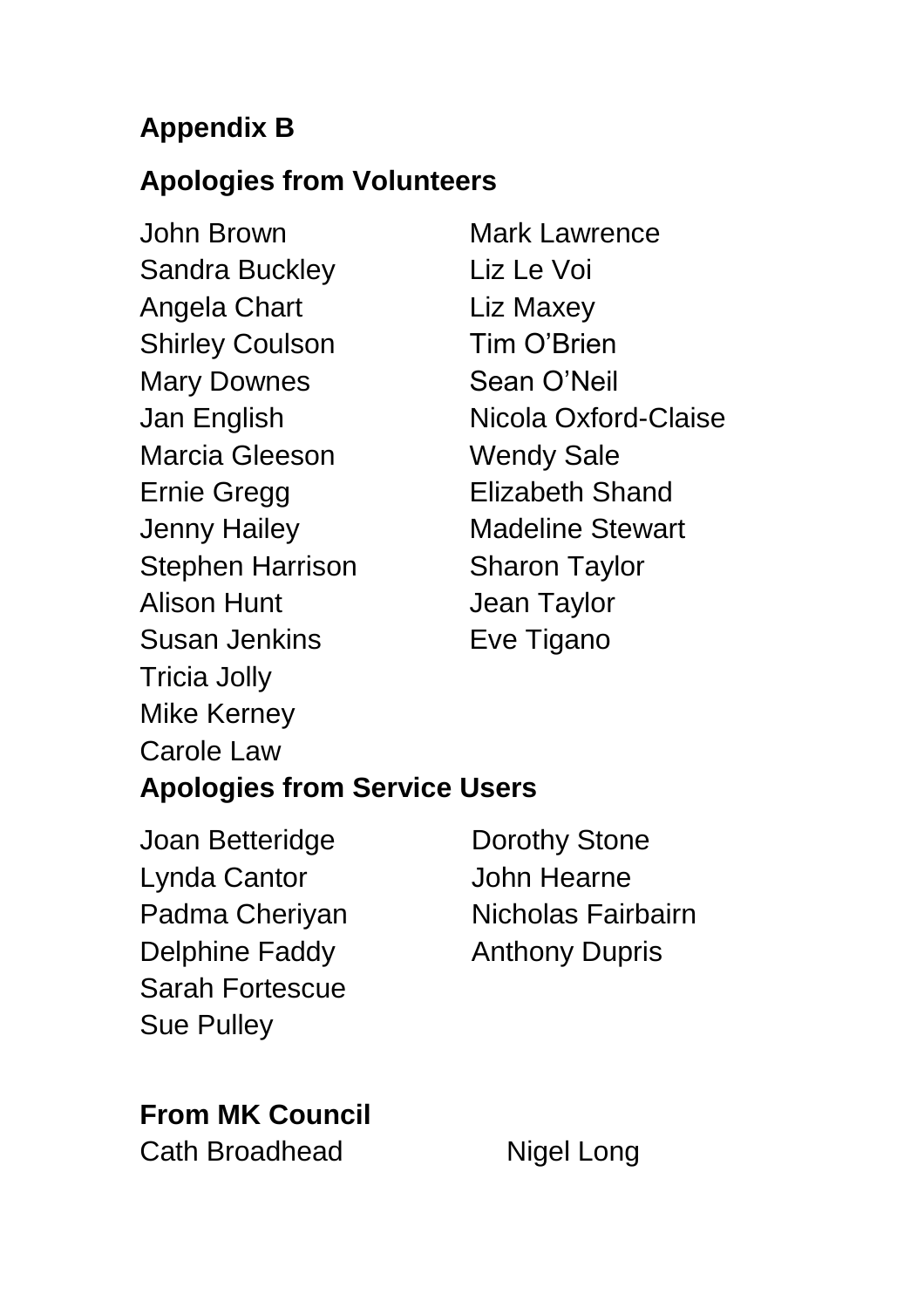**Appendix B**

**Apologies from Volunteers**

John Brown
Sandra Buckley
Angela Chart
Shirley Coulson
Mary Downes
Jan English
Marcia Gleeson
Ernie Gregg
Jenny Hailey
Stephen Harrison
Alison Hunt
Susan Jenkins
Tricia Jolly
Mike Kerney
Carole Law
Mark Lawrence
Liz Le Voi
Liz Maxey
Tim O'Brien
Sean O'Neil
Nicola Oxford-Claise
Wendy Sale
Elizabeth Shand
Madeline Stewart
Sharon Taylor
Jean Taylor
Eve Tigano

**Apologies from Service Users**

Joan Betteridge
Lynda Cantor
Padma Cheriyan
Delphine Faddy
Sarah Fortescue
Sue Pulley
Dorothy Stone
John Hearne
Nicholas Fairbairn
Anthony Dupris

**From MK Council**

Cath Broadhead
Nigel Long